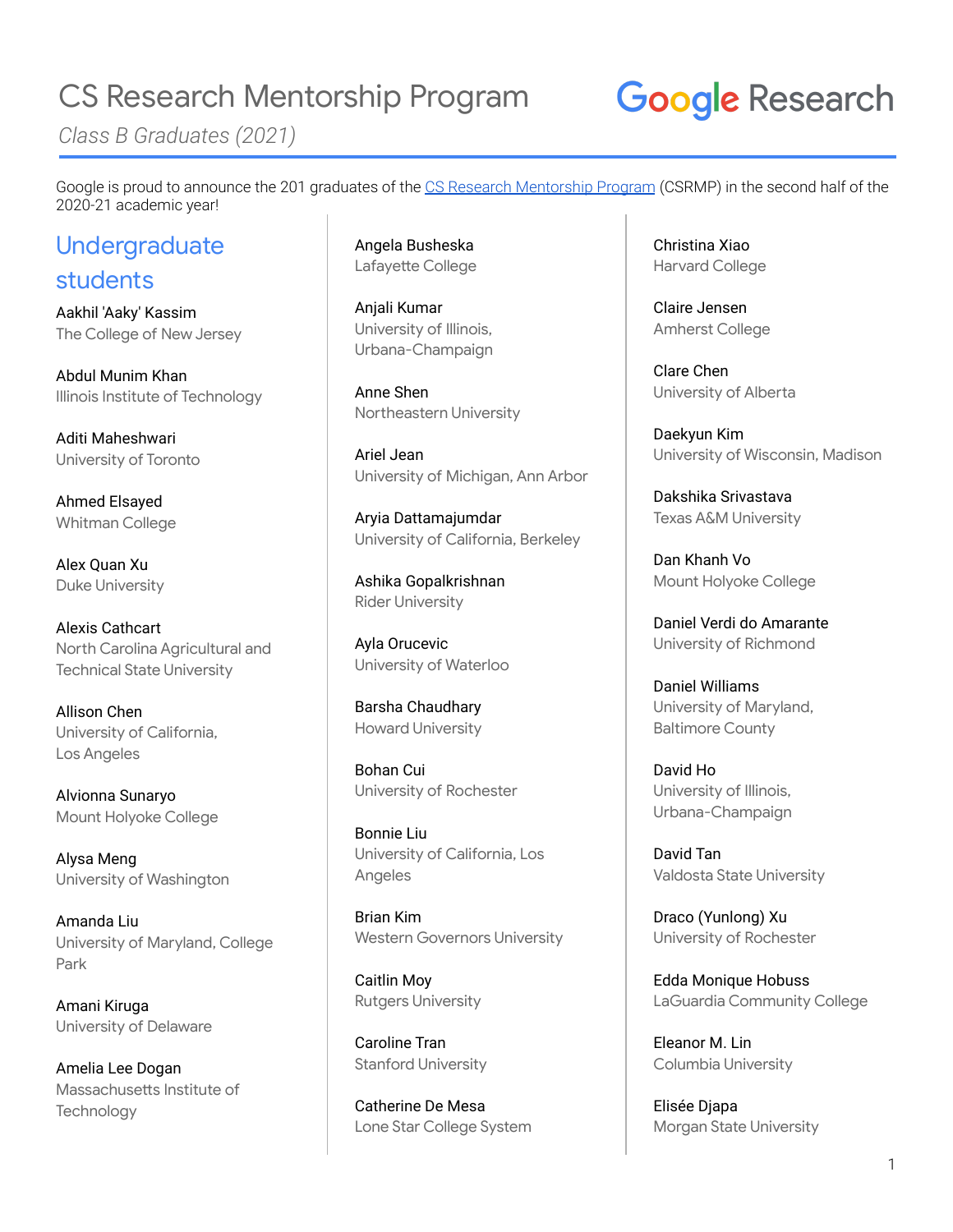# CS Research Mentorship Program

*Class B Graduates (2021)*

Google Research

Google is proud to announce the 201 graduates of the CS Research Mentorship Program (CSRMP) in the second half of the 2020-21 academic year!

## Undergraduate students

Aakhil 'Aaky' Kassim
The College of New Jersey

Abdul Munim Khan
Illinois Institute of Technology

Aditi Maheshwari
University of Toronto

Ahmed Elsayed
Whitman College

Alex Quan Xu
Duke University

Alexis Cathcart
North Carolina Agricultural and Technical State University

Allison Chen
University of California, Los Angeles

Alvionna Sunaryo
Mount Holyoke College

Alysa Meng
University of Washington

Amanda Liu
University of Maryland, College Park

Amani Kiruga
University of Delaware

Amelia Lee Dogan
Massachusetts Institute of Technology

Angela Busheska
Lafayette College

Anjali Kumar
University of Illinois, Urbana-Champaign

Anne Shen
Northeastern University

Ariel Jean
University of Michigan, Ann Arbor

Aryia Dattamajumdar
University of California, Berkeley

Ashika Gopalkrishnan
Rider University

Ayla Orucevic
University of Waterloo

Barsha Chaudhary
Howard University

Bohan Cui
University of Rochester

Bonnie Liu
University of California, Los Angeles

Brian Kim
Western Governors University

Caitlin Moy
Rutgers University

Caroline Tran
Stanford University

Catherine De Mesa
Lone Star College System

Christina Xiao
Harvard College

Claire Jensen
Amherst College

Clare Chen
University of Alberta

Daekyun Kim
University of Wisconsin, Madison

Dakshika Srivastava
Texas A&M University

Dan Khanh Vo
Mount Holyoke College

Daniel Verdi do Amarante
University of Richmond

Daniel Williams
University of Maryland, Baltimore County

David Ho
University of Illinois, Urbana-Champaign

David Tan
Valdosta State University

Draco (Yunlong) Xu
University of Rochester

Edda Monique Hobuss
LaGuardia Community College

Eleanor M. Lin
Columbia University

Elisée Djapa
Morgan State University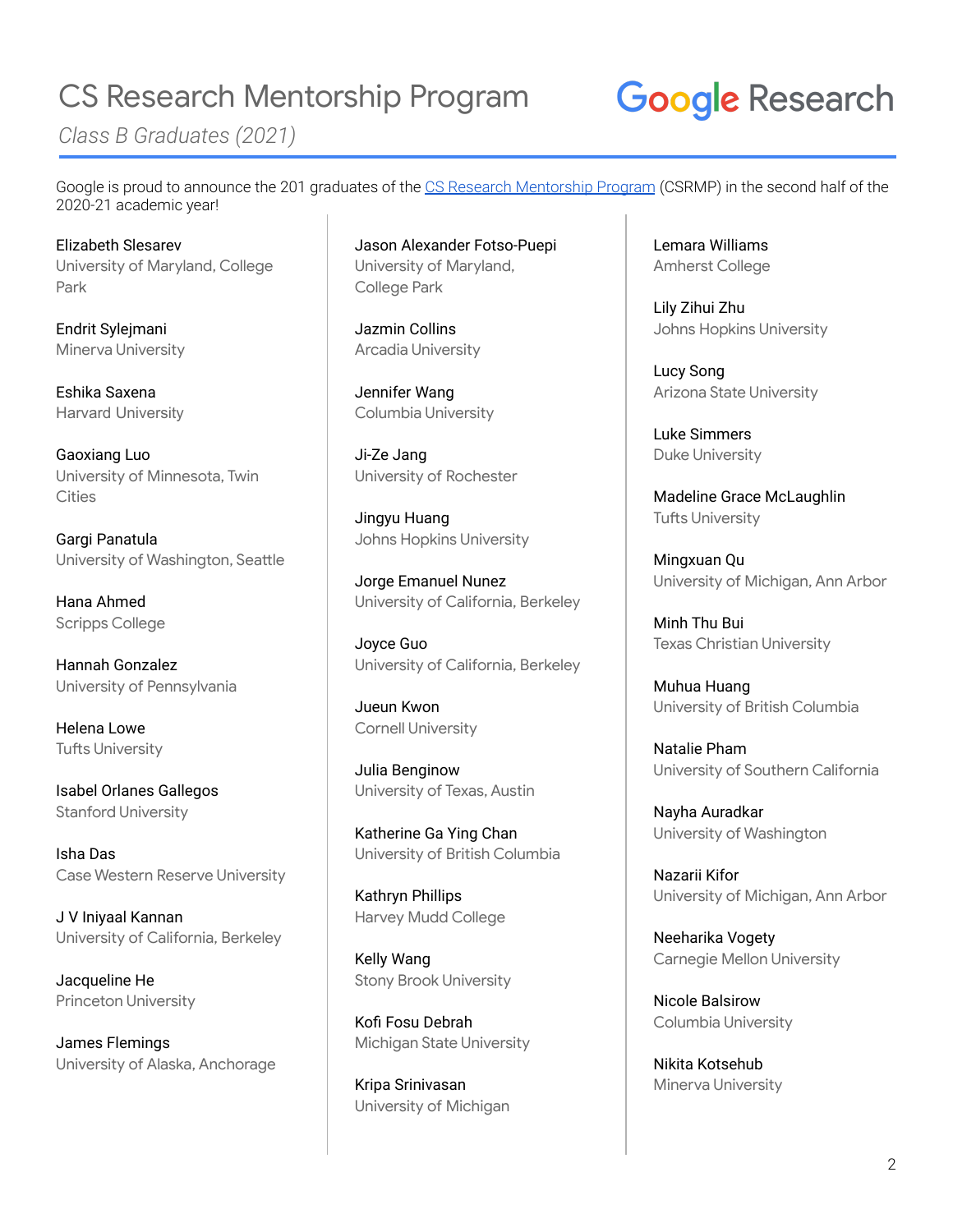# CS Research Mentorship Program

*Class B Graduates (2021)*

Google Research

Google is proud to announce the 201 graduates of the [CS Research Mentorship Program](CS Research Mentorship Program) (CSRMP) in the second half of the 2020-21 academic year!

Elizabeth Slesarev
University of Maryland, College Park

Endrit Sylejmani
Minerva University

Eshika Saxena
Harvard University

Gaoxiang Luo
University of Minnesota, Twin Cities

Gargi Panatula
University of Washington, Seattle

Hana Ahmed
Scripps College

Hannah Gonzalez
University of Pennsylvania

Helena Lowe
Tufts University

Isabel Orlanes Gallegos
Stanford University

Isha Das
Case Western Reserve University

J V Iniyaal Kannan
University of California, Berkeley

Jacqueline He
Princeton University

James Flemings
University of Alaska, Anchorage

Jason Alexander Fotso-Puepi
University of Maryland, College Park

Jazmin Collins
Arcadia University

Jennifer Wang
Columbia University

Ji-Ze Jang
University of Rochester

Jingyu Huang
Johns Hopkins University

Jorge Emanuel Nunez
University of California, Berkeley

Joyce Guo
University of California, Berkeley

Jueun Kwon
Cornell University

Julia Benginow
University of Texas, Austin

Katherine Ga Ying Chan
University of British Columbia

Kathryn Phillips
Harvey Mudd College

Kelly Wang
Stony Brook University

Kofi Fosu Debrah
Michigan State University

Kripa Srinivasan
University of Michigan

Lemara Williams
Amherst College

Lily Zihui Zhu
Johns Hopkins University

Lucy Song
Arizona State University

Luke Simmers
Duke University

Madeline Grace McLaughlin
Tufts University

Mingxuan Qu
University of Michigan, Ann Arbor

Minh Thu Bui
Texas Christian University

Muhua Huang
University of British Columbia

Natalie Pham
University of Southern California

Nayha Auradkar
University of Washington

Nazarii Kifor
University of Michigan, Ann Arbor

Neeharika Vogety
Carnegie Mellon University

Nicole Balsirow
Columbia University

Nikita Kotsehub
Minerva University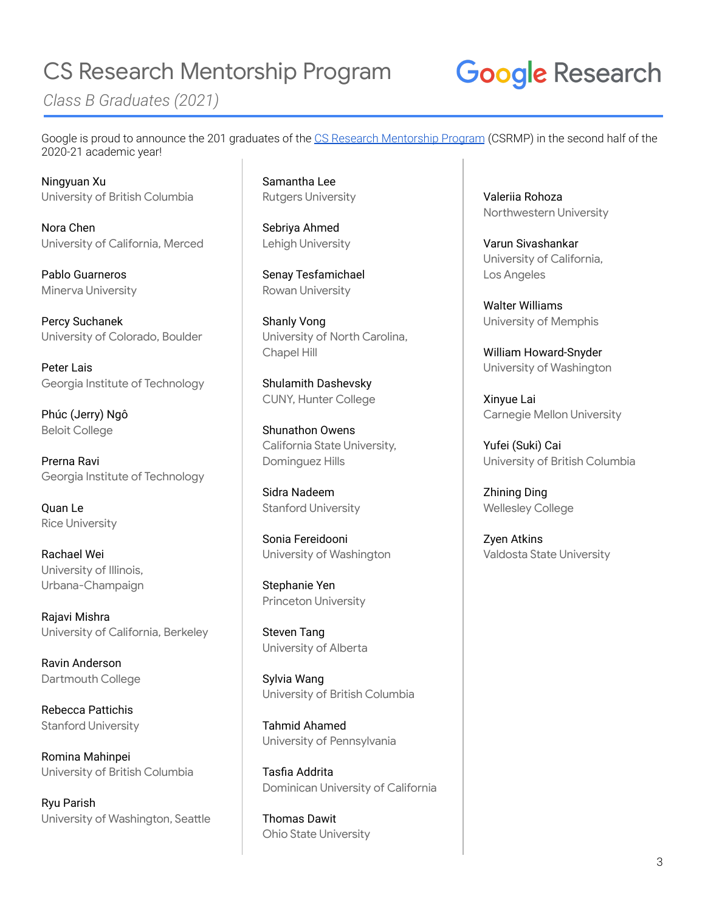# CS Research Mentorship Program

*Class B Graduates (2021)*

Google Research

Google is proud to announce the 201 graduates of the [CS Research Mentorship Program](#) (CSRMP) in the second half of the 2020-21 academic year!

Ningyuan Xu
University of British Columbia

Nora Chen
University of California, Merced

Pablo Guarneros
Minerva University

Percy Suchanek
University of Colorado, Boulder

Peter Lais
Georgia Institute of Technology

Phúc (Jerry) Ngô
Beloit College

Prerna Ravi
Georgia Institute of Technology

Quan Le
Rice University

Rachael Wei
University of Illinois, Urbana-Champaign

Rajavi Mishra
University of California, Berkeley

Ravin Anderson
Dartmouth College

Rebecca Pattichis
Stanford University

Romina Mahinpei
University of British Columbia

Ryu Parish
University of Washington, Seattle

Samantha Lee
Rutgers University

Sebriya Ahmed
Lehigh University

Senay Tesfamichael
Rowan University

Shanly Vong
University of North Carolina, Chapel Hill

Shulamith Dashevsky
CUNY, Hunter College

Shunathon Owens
California State University, Dominguez Hills

Sidra Nadeem
Stanford University

Sonia Fereidooni
University of Washington

Stephanie Yen
Princeton University

Steven Tang
University of Alberta

Sylvia Wang
University of British Columbia

Tahmid Ahamed
University of Pennsylvania

Tasfia Addrita
Dominican University of California

Thomas Dawit
Ohio State University

Valeriia Rohoza
Northwestern University

Varun Sivashankar
University of California, Los Angeles

Walter Williams
University of Memphis

William Howard-Snyder
University of Washington

Xinyue Lai
Carnegie Mellon University

Yufei (Suki) Cai
University of British Columbia

Zhining Ding
Wellesley College

Zyen Atkins
Valdosta State University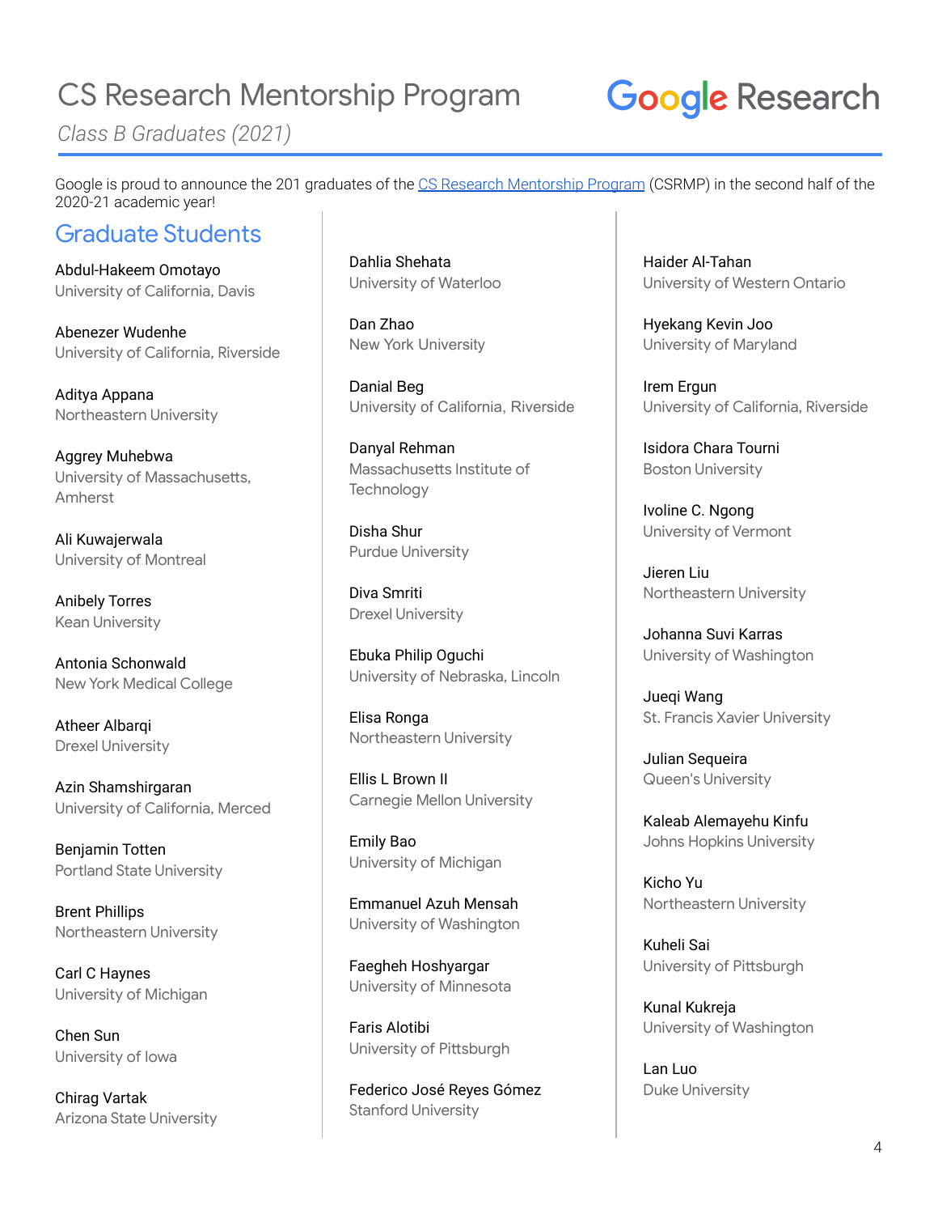# CS Research Mentorship Program

*Class B Graduates (2021)*

Google Research

Google is proud to announce the 201 graduates of the [CS Research Mentorship Program](CS Research Mentorship Program) (CSRMP) in the second half of the 2020-21 academic year!

## Graduate Students

Abdul-Hakeem Omotayo
University of California, Davis

Abenezer Wudenhe
University of California, Riverside

Aditya Appana
Northeastern University

Aggrey Muhebwa
University of Massachusetts, Amherst

Ali Kuwajerwala
University of Montreal

Anibely Torres
Kean University

Antonia Schonwald
New York Medical College

Atheer Albarqi
Drexel University

Azin Shamshirgaran
University of California, Merced

Benjamin Totten
Portland State University

Brent Phillips
Northeastern University

Carl C Haynes
University of Michigan

Chen Sun
University of Iowa

Chirag Vartak
Arizona State University

Dahlia Shehata
University of Waterloo

Dan Zhao
New York University

Danial Beg
University of California, Riverside

Danyal Rehman
Massachusetts Institute of Technology

Disha Shur
Purdue University

Diva Smriti
Drexel University

Ebuka Philip Oguchi
University of Nebraska, Lincoln

Elisa Ronga
Northeastern University

Ellis L Brown II
Carnegie Mellon University

Emily Bao
University of Michigan

Emmanuel Azuh Mensah
University of Washington

Faegheh Hoshyargar
University of Minnesota

Faris Alotibi
University of Pittsburgh

Federico José Reyes Gómez
Stanford University

Haider Al-Tahan
University of Western Ontario

Hyekang Kevin Joo
University of Maryland

Irem Ergun
University of California, Riverside

Isidora Chara Tourni
Boston University

Ivoline C. Ngong
University of Vermont

Jieren Liu
Northeastern University

Johanna Suvi Karras
University of Washington

Jueqi Wang
St. Francis Xavier University

Julian Sequeira
Queen's University

Kaleab Alemayehu Kinfu
Johns Hopkins University

Kicho Yu
Northeastern University

Kuheli Sai
University of Pittsburgh

Kunal Kukreja
University of Washington

Lan Luo
Duke University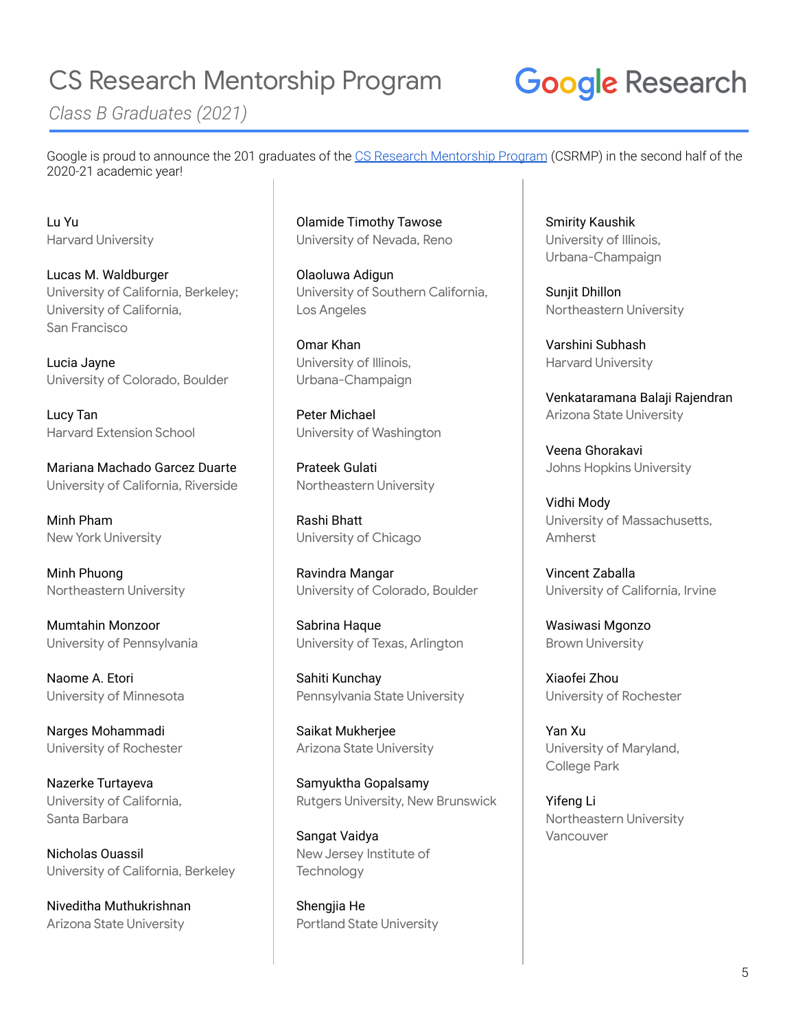# CS Research Mentorship Program

*Class B Graduates (2021)*

Google Research

Google is proud to announce the 201 graduates of the [CS Research Mentorship Program](#) (CSRMP) in the second half of the 2020-21 academic year!

Lu Yu
Harvard University

Lucas M. Waldburger
University of California, Berkeley; University of California, San Francisco

Lucia Jayne
University of Colorado, Boulder

Lucy Tan
Harvard Extension School

Mariana Machado Garcez Duarte
University of California, Riverside

Minh Pham
New York University

Minh Phuong
Northeastern University

Mumtahin Monzoor
University of Pennsylvania

Naome A. Etori
University of Minnesota

Narges Mohammadi
University of Rochester

Nazerke Turtayeva
University of California, Santa Barbara

Nicholas Ouassil
University of California, Berkeley

Niveditha Muthukrishnan
Arizona State University

Olamide Timothy Tawose
University of Nevada, Reno

Olaoluwa Adigun
University of Southern California, Los Angeles

Omar Khan
University of Illinois, Urbana-Champaign

Peter Michael
University of Washington

Prateek Gulati
Northeastern University

Rashi Bhatt
University of Chicago

Ravindra Mangar
University of Colorado, Boulder

Sabrina Haque
University of Texas, Arlington

Sahiti Kunchay
Pennsylvania State University

Saikat Mukherjee
Arizona State University

Samyuktha Gopalsamy
Rutgers University, New Brunswick

Sangat Vaidya
New Jersey Institute of Technology

Shengjia He
Portland State University

Smirity Kaushik
University of Illinois, Urbana-Champaign

Sunjit Dhillon
Northeastern University

Varshini Subhash
Harvard University

Venkataramana Balaji Rajendran
Arizona State University

Veena Ghorakavi
Johns Hopkins University

Vidhi Mody
University of Massachusetts, Amherst

Vincent Zaballa
University of California, Irvine

Wasiwasi Mgonzo
Brown University

Xiaofei Zhou
University of Rochester

Yan Xu
University of Maryland, College Park

Yifeng Li
Northeastern University Vancouver